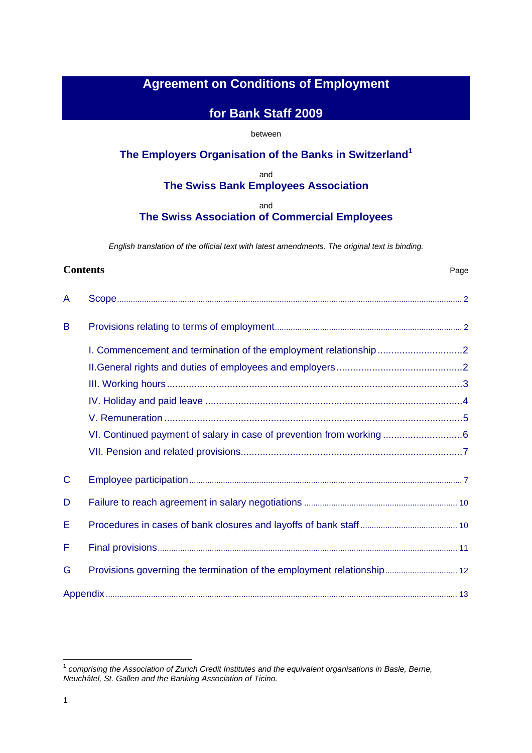# Agreement on Conditions of Employment for Bank Staff 2009

between

**The Employers Organisation of the Banks in Switzerland**[1]

and

**The Swiss Bank Employees Association**

and

**The Swiss Association of Commercial Employees**

*English translation of the official text with latest amendments. The original text is binding.*

## Contents

| | | Page |
|---|---|---|
| A | Scope | 2 |
| B | Provisions relating to terms of employment | 2 |
| | I. Commencement and termination of the employment relationship | 2 |
| | II. General rights and duties of employees and employers | 2 |
| | III. Working hours | 3 |
| | IV. Holiday and paid leave | 4 |
| | V. Remuneration | 5 |
| | VI. Continued payment of salary in case of prevention from working | 6 |
| | VII. Pension and related provisions | 7 |
| C | Employee participation | 7 |
| D | Failure to reach agreement in salary negotiations | 10 |
| E | Procedures in cases of bank closures and layoffs of bank staff | 10 |
| F | Final provisions | 11 |
| G | Provisions governing the termination of the employment relationship | 12 |
| Appendix | | 13 |

---

[1] *comprising the Association of Zurich Credit Institutes and the equivalent organisations in Basle, Berne, Neuchâtel, St. Gallen and the Banking Association of Ticino.*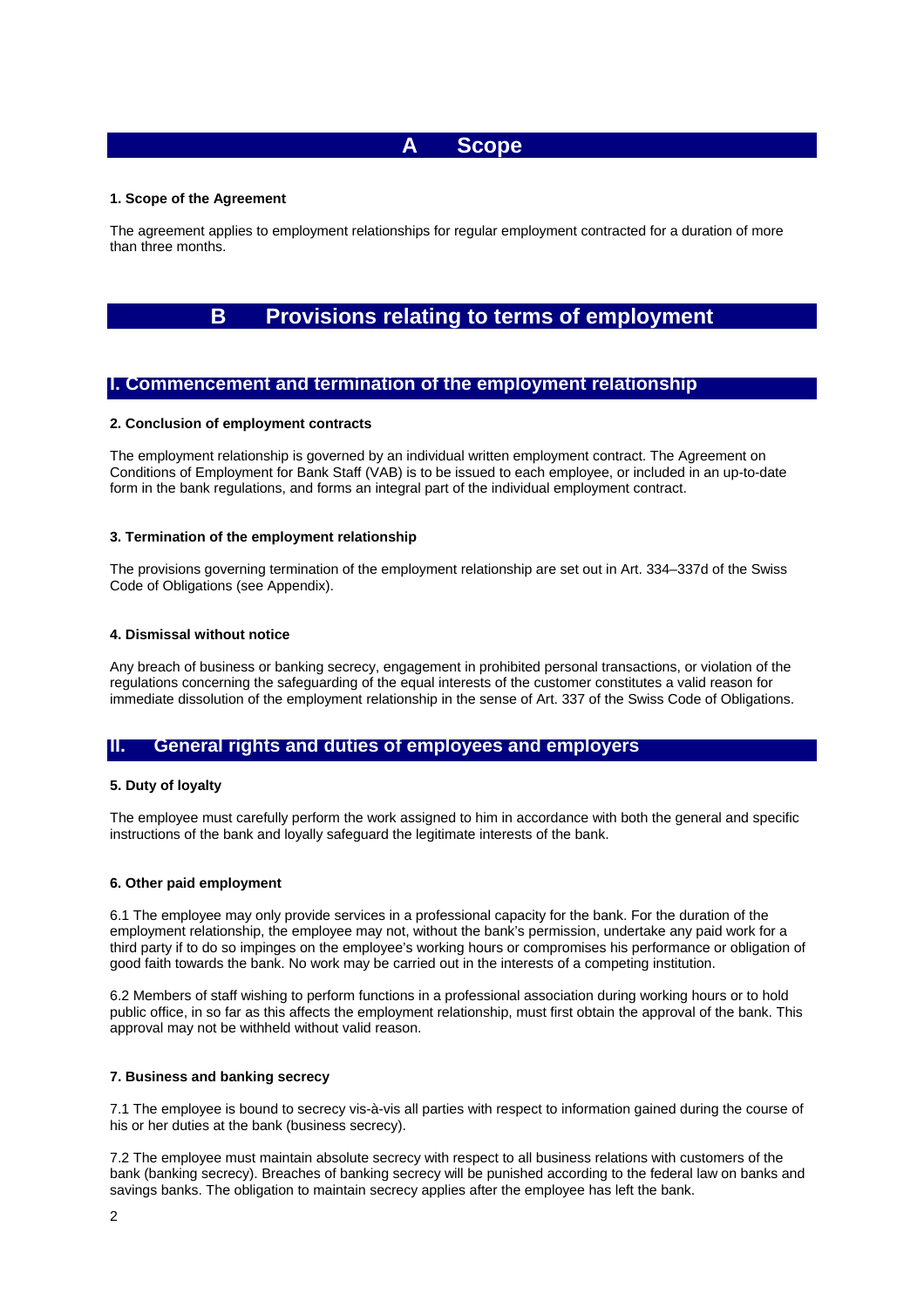# A Scope

### 1. Scope of the Agreement

The agreement applies to employment relationships for regular employment contracted for a duration of more than three months.

# B Provisions relating to terms of employment

## I. Commencement and termination of the employment relationship

### 2. Conclusion of employment contracts

The employment relationship is governed by an individual written employment contract. The Agreement on Conditions of Employment for Bank Staff (VAB) is to be issued to each employee, or included in an up-to-date form in the bank regulations, and forms an integral part of the individual employment contract.

### 3. Termination of the employment relationship

The provisions governing termination of the employment relationship are set out in Art. 334–337d of the Swiss Code of Obligations (see Appendix).

### 4. Dismissal without notice

Any breach of business or banking secrecy, engagement in prohibited personal transactions, or violation of the regulations concerning the safeguarding of the equal interests of the customer constitutes a valid reason for immediate dissolution of the employment relationship in the sense of Art. 337 of the Swiss Code of Obligations.

## II. General rights and duties of employees and employers

### 5. Duty of loyalty

The employee must carefully perform the work assigned to him in accordance with both the general and specific instructions of the bank and loyally safeguard the legitimate interests of the bank.

### 6. Other paid employment

6.1 The employee may only provide services in a professional capacity for the bank. For the duration of the employment relationship, the employee may not, without the bank's permission, undertake any paid work for a third party if to do so impinges on the employee's working hours or compromises his performance or obligation of good faith towards the bank. No work may be carried out in the interests of a competing institution.

6.2 Members of staff wishing to perform functions in a professional association during working hours or to hold public office, in so far as this affects the employment relationship, must first obtain the approval of the bank. This approval may not be withheld without valid reason.

### 7. Business and banking secrecy

7.1 The employee is bound to secrecy vis-à-vis all parties with respect to information gained during the course of his or her duties at the bank (business secrecy).

7.2 The employee must maintain absolute secrecy with respect to all business relations with customers of the bank (banking secrecy). Breaches of banking secrecy will be punished according to the federal law on banks and savings banks. The obligation to maintain secrecy applies after the employee has left the bank.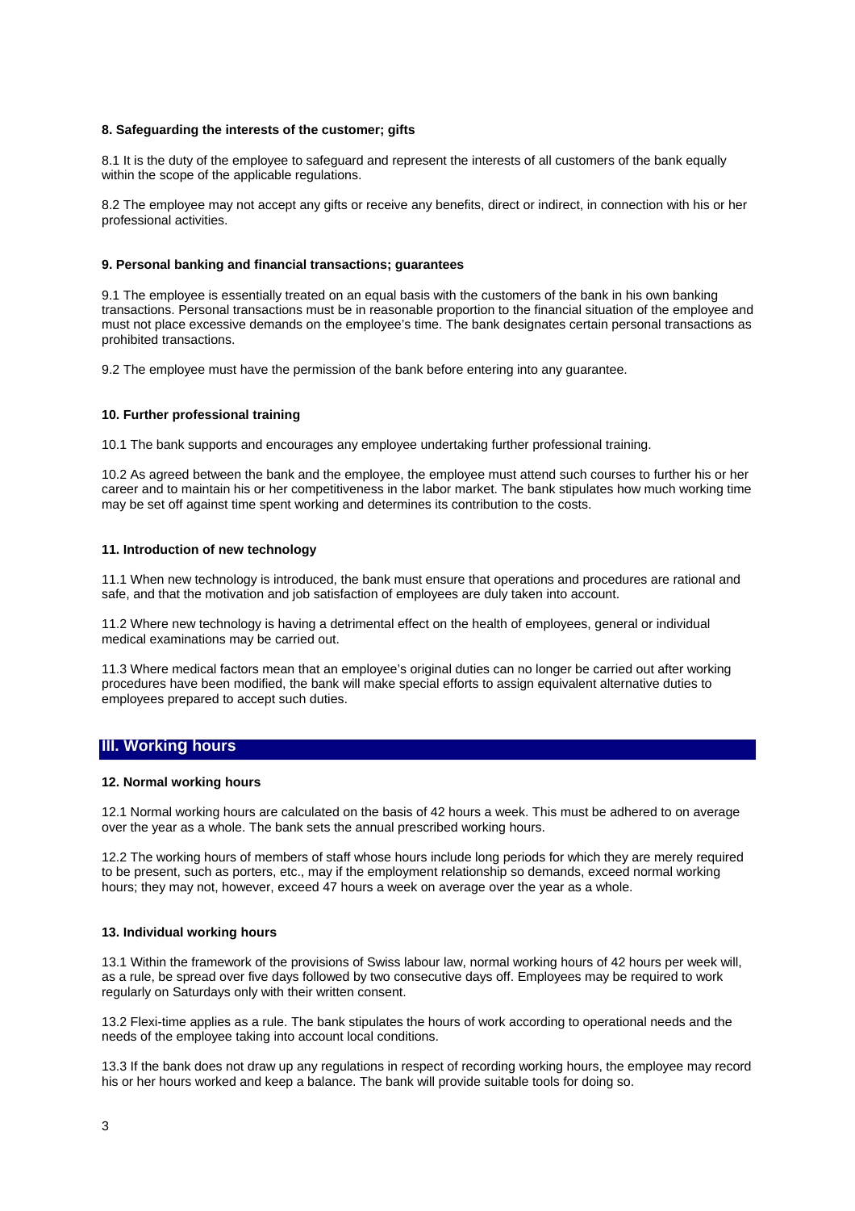#### 8. Safeguarding the interests of the customer; gifts

8.1 It is the duty of the employee to safeguard and represent the interests of all customers of the bank equally within the scope of the applicable regulations.

8.2 The employee may not accept any gifts or receive any benefits, direct or indirect, in connection with his or her professional activities.

#### 9. Personal banking and financial transactions; guarantees

9.1 The employee is essentially treated on an equal basis with the customers of the bank in his own banking transactions. Personal transactions must be in reasonable proportion to the financial situation of the employee and must not place excessive demands on the employee's time. The bank designates certain personal transactions as prohibited transactions.

9.2 The employee must have the permission of the bank before entering into any guarantee.

#### 10. Further professional training

10.1 The bank supports and encourages any employee undertaking further professional training.

10.2 As agreed between the bank and the employee, the employee must attend such courses to further his or her career and to maintain his or her competitiveness in the labor market. The bank stipulates how much working time may be set off against time spent working and determines its contribution to the costs.

#### 11. Introduction of new technology

11.1 When new technology is introduced, the bank must ensure that operations and procedures are rational and safe, and that the motivation and job satisfaction of employees are duly taken into account.

11.2 Where new technology is having a detrimental effect on the health of employees, general or individual medical examinations may be carried out.

11.3 Where medical factors mean that an employee's original duties can no longer be carried out after working procedures have been modified, the bank will make special efforts to assign equivalent alternative duties to employees prepared to accept such duties.

## III. Working hours

#### 12. Normal working hours

12.1 Normal working hours are calculated on the basis of 42 hours a week. This must be adhered to on average over the year as a whole. The bank sets the annual prescribed working hours.

12.2 The working hours of members of staff whose hours include long periods for which they are merely required to be present, such as porters, etc., may if the employment relationship so demands, exceed normal working hours; they may not, however, exceed 47 hours a week on average over the year as a whole.

#### 13. Individual working hours

13.1 Within the framework of the provisions of Swiss labour law, normal working hours of 42 hours per week will, as a rule, be spread over five days followed by two consecutive days off. Employees may be required to work regularly on Saturdays only with their written consent.

13.2 Flexi-time applies as a rule. The bank stipulates the hours of work according to operational needs and the needs of the employee taking into account local conditions.

13.3 If the bank does not draw up any regulations in respect of recording working hours, the employee may record his or her hours worked and keep a balance. The bank will provide suitable tools for doing so.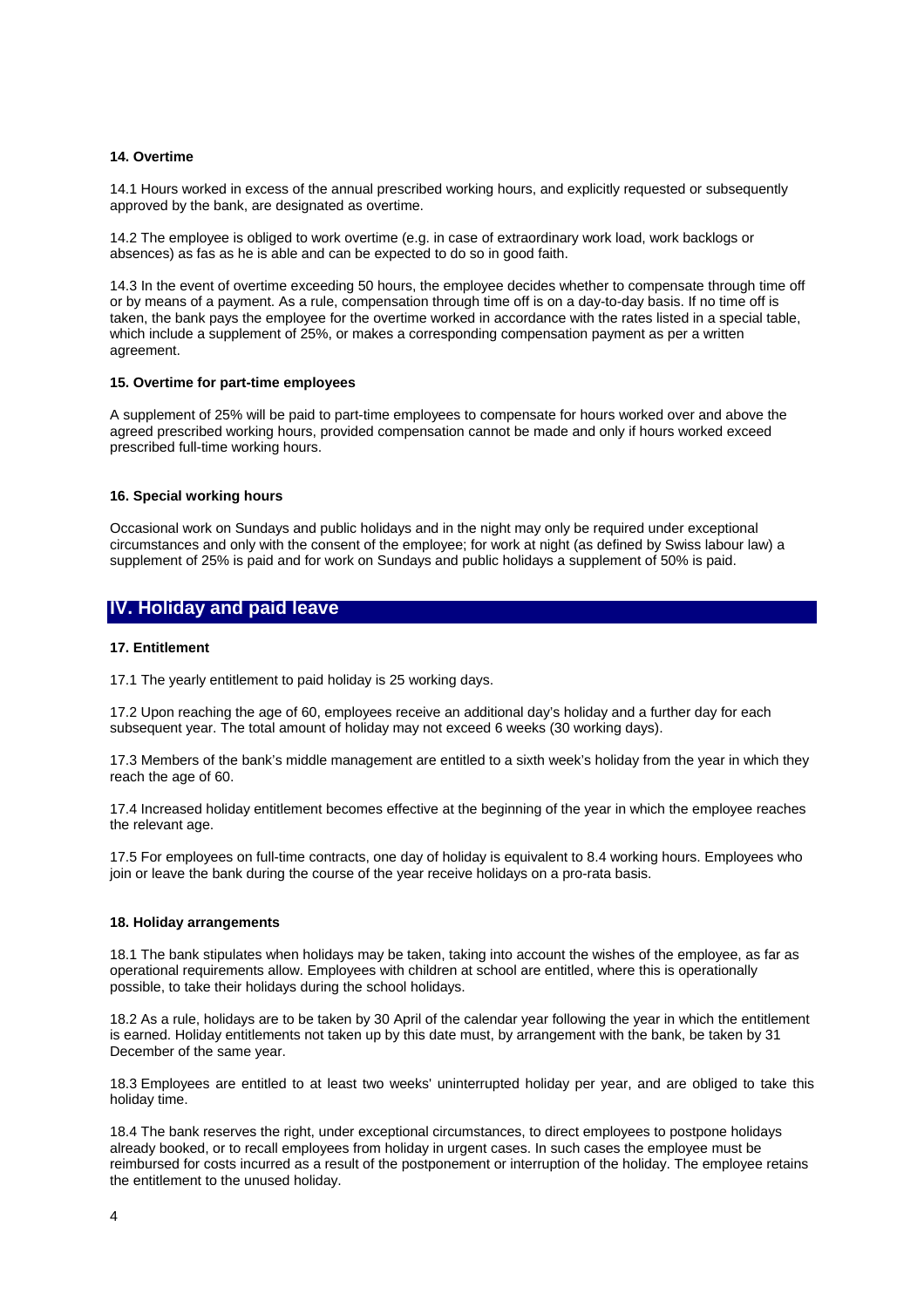#### 14. Overtime

14.1 Hours worked in excess of the annual prescribed working hours, and explicitly requested or subsequently approved by the bank, are designated as overtime.

14.2 The employee is obliged to work overtime (e.g. in case of extraordinary work load, work backlogs or absences) as fas as he is able and can be expected to do so in good faith.

14.3 In the event of overtime exceeding 50 hours, the employee decides whether to compensate through time off or by means of a payment. As a rule, compensation through time off is on a day-to-day basis. If no time off is taken, the bank pays the employee for the overtime worked in accordance with the rates listed in a special table, which include a supplement of 25%, or makes a corresponding compensation payment as per a written agreement.

#### 15. Overtime for part-time employees

A supplement of 25% will be paid to part-time employees to compensate for hours worked over and above the agreed prescribed working hours, provided compensation cannot be made and only if hours worked exceed prescribed full-time working hours.

#### 16. Special working hours

Occasional work on Sundays and public holidays and in the night may only be required under exceptional circumstances and only with the consent of the employee; for work at night (as defined by Swiss labour law) a supplement of 25% is paid and for work on Sundays and public holidays a supplement of 50% is paid.

## IV. Holiday and paid leave

#### 17. Entitlement

17.1 The yearly entitlement to paid holiday is 25 working days.

17.2 Upon reaching the age of 60, employees receive an additional day's holiday and a further day for each subsequent year. The total amount of holiday may not exceed 6 weeks (30 working days).

17.3 Members of the bank's middle management are entitled to a sixth week's holiday from the year in which they reach the age of 60.

17.4 Increased holiday entitlement becomes effective at the beginning of the year in which the employee reaches the relevant age.

17.5 For employees on full-time contracts, one day of holiday is equivalent to 8.4 working hours. Employees who join or leave the bank during the course of the year receive holidays on a pro-rata basis.

#### 18. Holiday arrangements

18.1 The bank stipulates when holidays may be taken, taking into account the wishes of the employee, as far as operational requirements allow. Employees with children at school are entitled, where this is operationally possible, to take their holidays during the school holidays.

18.2 As a rule, holidays are to be taken by 30 April of the calendar year following the year in which the entitlement is earned. Holiday entitlements not taken up by this date must, by arrangement with the bank, be taken by 31 December of the same year.

18.3 Employees are entitled to at least two weeks' uninterrupted holiday per year, and are obliged to take this holiday time.

18.4 The bank reserves the right, under exceptional circumstances, to direct employees to postpone holidays already booked, or to recall employees from holiday in urgent cases. In such cases the employee must be reimbursed for costs incurred as a result of the postponement or interruption of the holiday. The employee retains the entitlement to the unused holiday.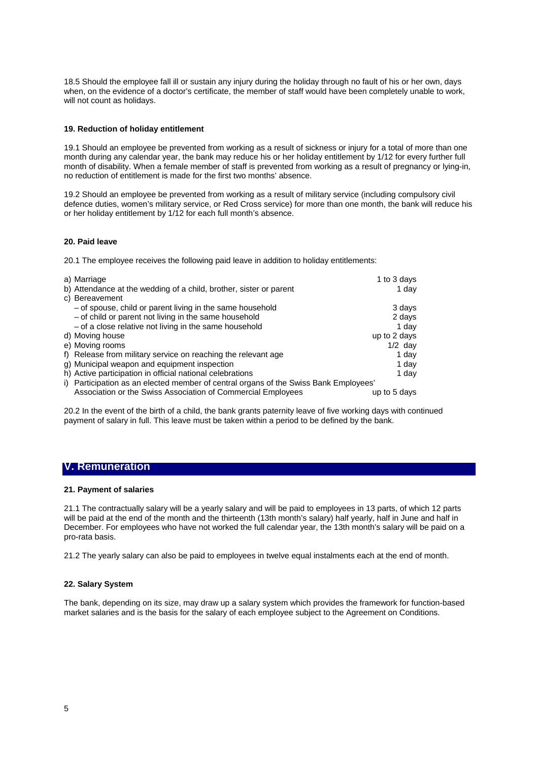18.5 Should the employee fall ill or sustain any injury during the holiday through no fault of his or her own, days when, on the evidence of a doctor's certificate, the member of staff would have been completely unable to work, will not count as holidays.

### 19. Reduction of holiday entitlement

19.1 Should an employee be prevented from working as a result of sickness or injury for a total of more than one month during any calendar year, the bank may reduce his or her holiday entitlement by 1/12 for every further full month of disability. When a female member of staff is prevented from working as a result of pregnancy or lying-in, no reduction of entitlement is made for the first two months' absence.

19.2 Should an employee be prevented from working as a result of military service (including compulsory civil defence duties, women's military service, or Red Cross service) for more than one month, the bank will reduce his or her holiday entitlement by 1/12 for each full month's absence.

### 20. Paid leave

20.1 The employee receives the following paid leave in addition to holiday entitlements:

| | |
|---|---|
| a) Marriage | 1 to 3 days |
| b) Attendance at the wedding of a child, brother, sister or parent | 1 day |
| c) Bereavement | |
| – of spouse, child or parent living in the same household | 3 days |
| – of child or parent not living in the same household | 2 days |
| – of a close relative not living in the same household | 1 day |
| d) Moving house | up to 2 days |
| e) Moving rooms | 1/2 day |
| f) Release from military service on reaching the relevant age | 1 day |
| g) Municipal weapon and equipment inspection | 1 day |
| h) Active participation in official national celebrations | 1 day |
| i) Participation as an elected member of central organs of the Swiss Bank Employees' Association or the Swiss Association of Commercial Employees | up to 5 days |

20.2 In the event of the birth of a child, the bank grants paternity leave of five working days with continued payment of salary in full. This leave must be taken within a period to be defined by the bank.

## V. Remuneration

### 21. Payment of salaries

21.1 The contractually salary will be a yearly salary and will be paid to employees in 13 parts, of which 12 parts will be paid at the end of the month and the thirteenth (13th month's salary) half yearly, half in June and half in December. For employees who have not worked the full calendar year, the 13th month's salary will be paid on a pro-rata basis.

21.2 The yearly salary can also be paid to employees in twelve equal instalments each at the end of month.

### 22. Salary System

The bank, depending on its size, may draw up a salary system which provides the framework for function-based market salaries and is the basis for the salary of each employee subject to the Agreement on Conditions.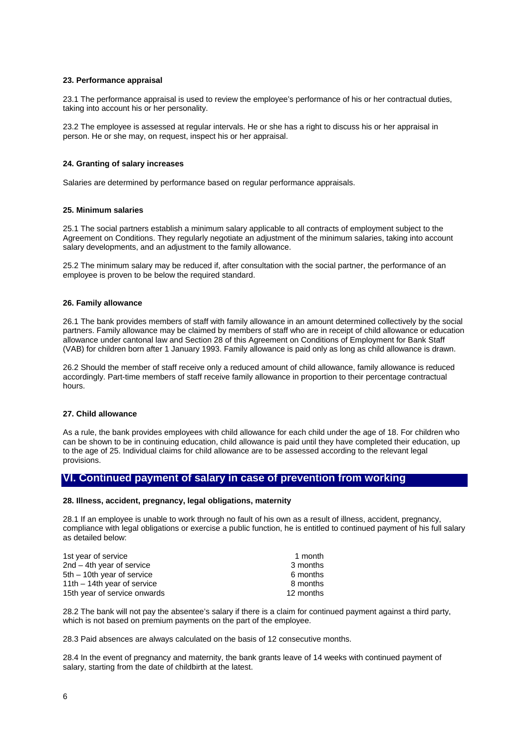### 23. Performance appraisal

23.1 The performance appraisal is used to review the employee's performance of his or her contractual duties, taking into account his or her personality.

23.2 The employee is assessed at regular intervals. He or she has a right to discuss his or her appraisal in person. He or she may, on request, inspect his or her appraisal.

### 24. Granting of salary increases

Salaries are determined by performance based on regular performance appraisals.

### 25. Minimum salaries

25.1 The social partners establish a minimum salary applicable to all contracts of employment subject to the Agreement on Conditions. They regularly negotiate an adjustment of the minimum salaries, taking into account salary developments, and an adjustment to the family allowance.

25.2 The minimum salary may be reduced if, after consultation with the social partner, the performance of an employee is proven to be below the required standard.

### 26. Family allowance

26.1 The bank provides members of staff with family allowance in an amount determined collectively by the social partners. Family allowance may be claimed by members of staff who are in receipt of child allowance or education allowance under cantonal law and Section 28 of this Agreement on Conditions of Employment for Bank Staff (VAB) for children born after 1 January 1993. Family allowance is paid only as long as child allowance is drawn.

26.2 Should the member of staff receive only a reduced amount of child allowance, family allowance is reduced accordingly. Part-time members of staff receive family allowance in proportion to their percentage contractual hours.

### 27. Child allowance

As a rule, the bank provides employees with child allowance for each child under the age of 18. For children who can be shown to be in continuing education, child allowance is paid until they have completed their education, up to the age of 25. Individual claims for child allowance are to be assessed according to the relevant legal provisions.

## VI. Continued payment of salary in case of prevention from working

### 28. Illness, accident, pregnancy, legal obligations, maternity

28.1 If an employee is unable to work through no fault of his own as a result of illness, accident, pregnancy, compliance with legal obligations or exercise a public function, he is entitled to continued payment of his full salary as detailed below:

| | |
|---|---|
| 1st year of service | 1 month |
| 2nd – 4th year of service | 3 months |
| 5th – 10th year of service | 6 months |
| 11th – 14th year of service | 8 months |
| 15th year of service onwards | 12 months |

28.2 The bank will not pay the absentee's salary if there is a claim for continued payment against a third party, which is not based on premium payments on the part of the employee.

28.3 Paid absences are always calculated on the basis of 12 consecutive months.

28.4 In the event of pregnancy and maternity, the bank grants leave of 14 weeks with continued payment of salary, starting from the date of childbirth at the latest.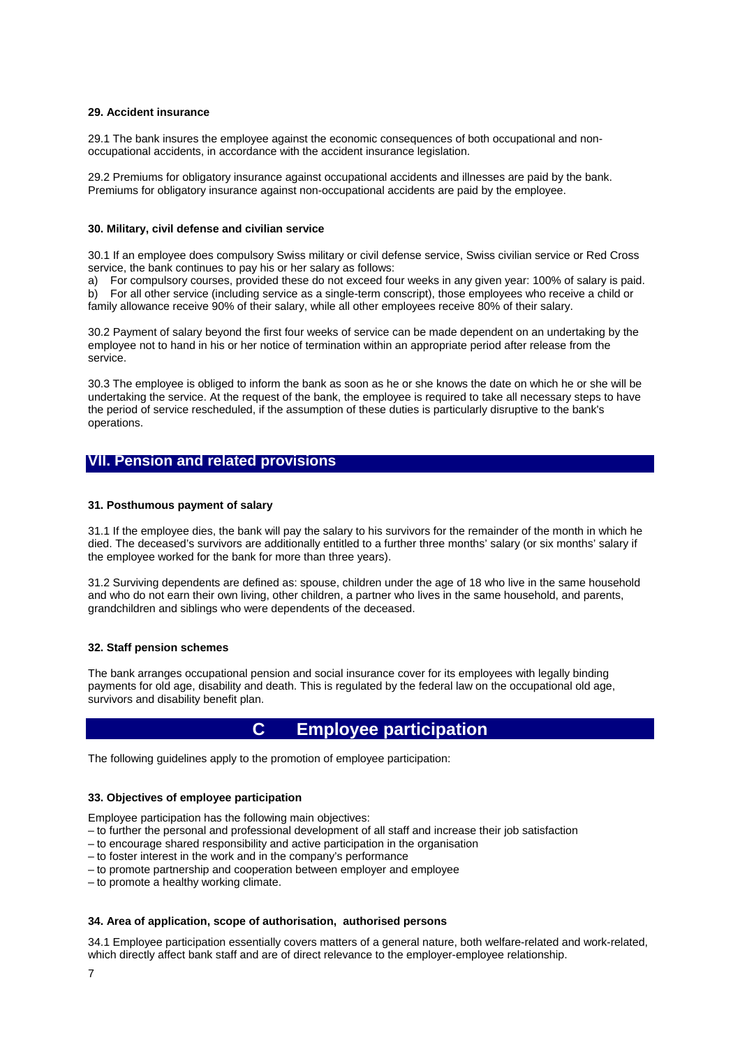#### 29. Accident insurance

29.1 The bank insures the employee against the economic consequences of both occupational and non-occupational accidents, in accordance with the accident insurance legislation.

29.2 Premiums for obligatory insurance against occupational accidents and illnesses are paid by the bank. Premiums for obligatory insurance against non-occupational accidents are paid by the employee.

#### 30. Military, civil defense and civilian service

30.1 If an employee does compulsory Swiss military or civil defense service, Swiss civilian service or Red Cross service, the bank continues to pay his or her salary as follows:

a) For compulsory courses, provided these do not exceed four weeks in any given year: 100% of salary is paid.

b) For all other service (including service as a single-term conscript), those employees who receive a child or family allowance receive 90% of their salary, while all other employees receive 80% of their salary.

30.2 Payment of salary beyond the first four weeks of service can be made dependent on an undertaking by the employee not to hand in his or her notice of termination within an appropriate period after release from the service.

30.3 The employee is obliged to inform the bank as soon as he or she knows the date on which he or she will be undertaking the service. At the request of the bank, the employee is required to take all necessary steps to have the period of service rescheduled, if the assumption of these duties is particularly disruptive to the bank's operations.

## VII. Pension and related provisions

#### 31. Posthumous payment of salary

31.1 If the employee dies, the bank will pay the salary to his survivors for the remainder of the month in which he died. The deceased's survivors are additionally entitled to a further three months' salary (or six months' salary if the employee worked for the bank for more than three years).

31.2 Surviving dependents are defined as: spouse, children under the age of 18 who live in the same household and who do not earn their own living, other children, a partner who lives in the same household, and parents, grandchildren and siblings who were dependents of the deceased.

#### 32. Staff pension schemes

The bank arranges occupational pension and social insurance cover for its employees with legally binding payments for old age, disability and death. This is regulated by the federal law on the occupational old age, survivors and disability benefit plan.

# C Employee participation

The following guidelines apply to the promotion of employee participation:

#### 33. Objectives of employee participation

Employee participation has the following main objectives:

– to further the personal and professional development of all staff and increase their job satisfaction
– to encourage shared responsibility and active participation in the organisation
– to foster interest in the work and in the company's performance
– to promote partnership and cooperation between employer and employee
– to promote a healthy working climate.

#### 34. Area of application, scope of authorisation, authorised persons

34.1 Employee participation essentially covers matters of a general nature, both welfare-related and work-related, which directly affect bank staff and are of direct relevance to the employer-employee relationship.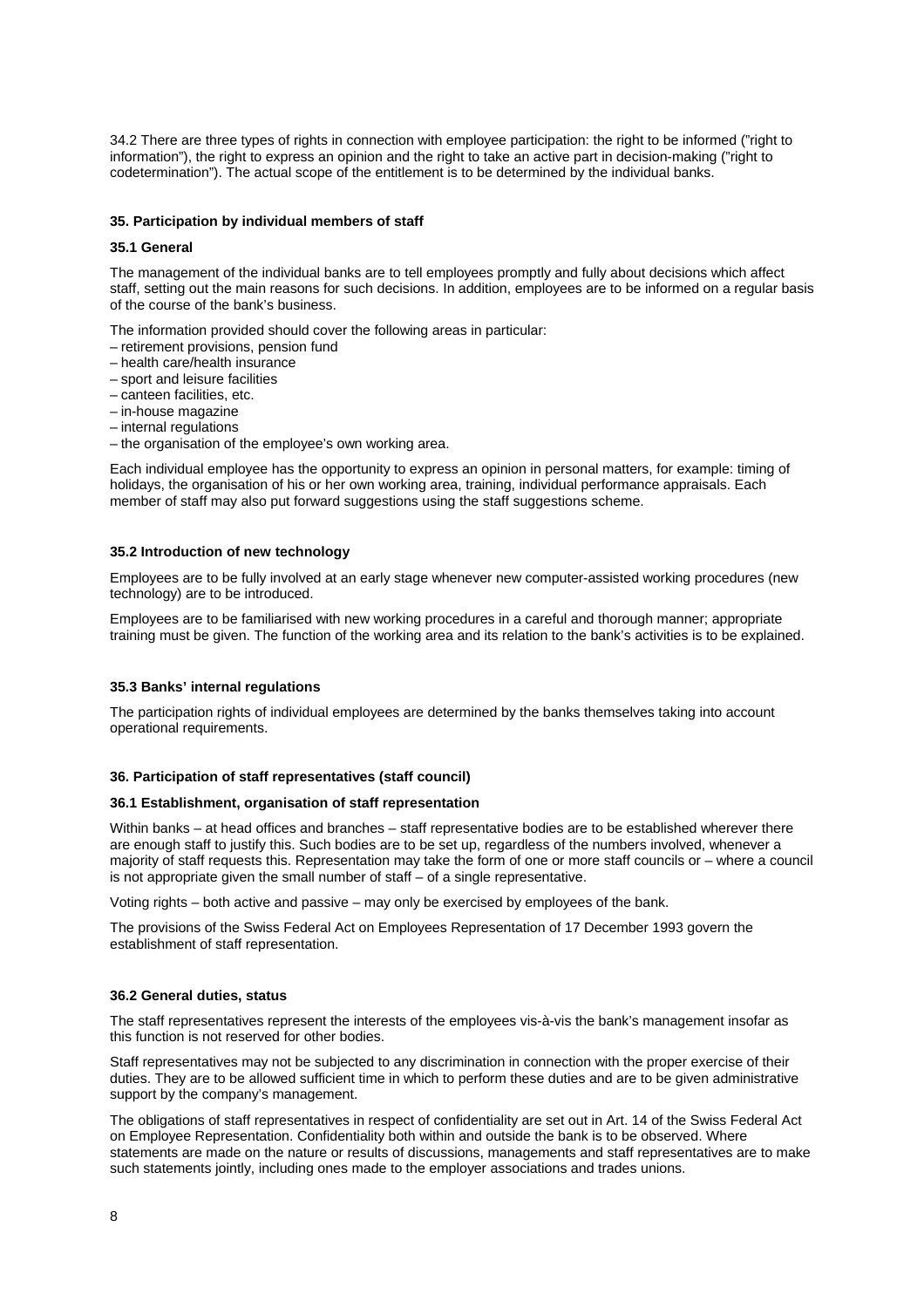34.2 There are three types of rights in connection with employee participation: the right to be informed (”right to information”), the right to express an opinion and the right to take an active part in decision-making (”right to codetermination”). The actual scope of the entitlement is to be determined by the individual banks.

## 35. Participation by individual members of staff

### 35.1 General

The management of the individual banks are to tell employees promptly and fully about decisions which affect staff, setting out the main reasons for such decisions. In addition, employees are to be informed on a regular basis of the course of the bank’s business.

The information provided should cover the following areas in particular:
- retirement provisions, pension fund
- health care/health insurance
- sport and leisure facilities
- canteen facilities, etc.
- in-house magazine
- internal regulations
- the organisation of the employee’s own working area.

Each individual employee has the opportunity to express an opinion in personal matters, for example: timing of holidays, the organisation of his or her own working area, training, individual performance appraisals. Each member of staff may also put forward suggestions using the staff suggestions scheme.

### 35.2 Introduction of new technology

Employees are to be fully involved at an early stage whenever new computer-assisted working procedures (new technology) are to be introduced.

Employees are to be familiarised with new working procedures in a careful and thorough manner; appropriate training must be given. The function of the working area and its relation to the bank’s activities is to be explained.

### 35.3 Banks’ internal regulations

The participation rights of individual employees are determined by the banks themselves taking into account operational requirements.

## 36. Participation of staff representatives (staff council)

### 36.1 Establishment, organisation of staff representation

Within banks – at head offices and branches – staff representative bodies are to be established wherever there are enough staff to justify this. Such bodies are to be set up, regardless of the numbers involved, whenever a majority of staff requests this. Representation may take the form of one or more staff councils or – where a council is not appropriate given the small number of staff – of a single representative.

Voting rights – both active and passive – may only be exercised by employees of the bank.

The provisions of the Swiss Federal Act on Employees Representation of 17 December 1993 govern the establishment of staff representation.

### 36.2 General duties, status

The staff representatives represent the interests of the employees vis-à-vis the bank’s management insofar as this function is not reserved for other bodies.

Staff representatives may not be subjected to any discrimination in connection with the proper exercise of their duties. They are to be allowed sufficient time in which to perform these duties and are to be given administrative support by the company’s management.

The obligations of staff representatives in respect of confidentiality are set out in Art. 14 of the Swiss Federal Act on Employee Representation. Confidentiality both within and outside the bank is to be observed. Where statements are made on the nature or results of discussions, managements and staff representatives are to make such statements jointly, including ones made to the employer associations and trades unions.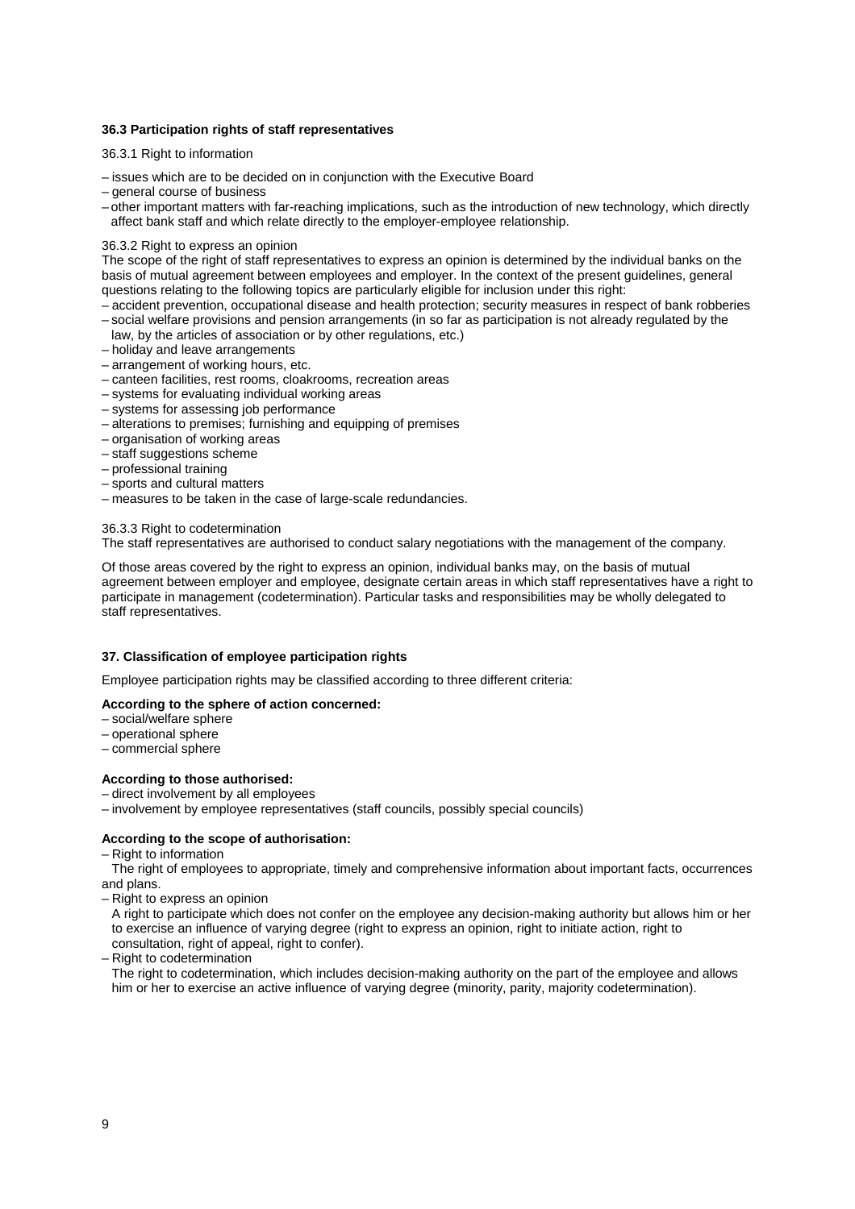### 36.3 Participation rights of staff representatives

36.3.1 Right to information

- issues which are to be decided on in conjunction with the Executive Board
- general course of business
- other important matters with far-reaching implications, such as the introduction of new technology, which directly affect bank staff and which relate directly to the employer-employee relationship.

36.3.2 Right to express an opinion

The scope of the right of staff representatives to express an opinion is determined by the individual banks on the basis of mutual agreement between employees and employer. In the context of the present guidelines, general questions relating to the following topics are particularly eligible for inclusion under this right:

- accident prevention, occupational disease and health protection; security measures in respect of bank robberies
- social welfare provisions and pension arrangements (in so far as participation is not already regulated by the law, by the articles of association or by other regulations, etc.)
- holiday and leave arrangements
- arrangement of working hours, etc.
- canteen facilities, rest rooms, cloakrooms, recreation areas
- systems for evaluating individual working areas
- systems for assessing job performance
- alterations to premises; furnishing and equipping of premises
- organisation of working areas
- staff suggestions scheme
- professional training
- sports and cultural matters
- measures to be taken in the case of large-scale redundancies.

36.3.3 Right to codetermination

The staff representatives are authorised to conduct salary negotiations with the management of the company.

Of those areas covered by the right to express an opinion, individual banks may, on the basis of mutual agreement between employer and employee, designate certain areas in which staff representatives have a right to participate in management (codetermination). Particular tasks and responsibilities may be wholly delegated to staff representatives.

### 37. Classification of employee participation rights

Employee participation rights may be classified according to three different criteria:

**According to the sphere of action concerned:**

- social/welfare sphere
- operational sphere
- commercial sphere

**According to those authorised:**

- direct involvement by all employees
- involvement by employee representatives (staff councils, possibly special councils)

**According to the scope of authorisation:**

- Right to information

  The right of employees to appropriate, timely and comprehensive information about important facts, occurrences and plans.
- Right to express an opinion

  A right to participate which does not confer on the employee any decision-making authority but allows him or her to exercise an influence of varying degree (right to express an opinion, right to initiate action, right to consultation, right of appeal, right to confer).
- Right to codetermination

  The right to codetermination, which includes decision-making authority on the part of the employee and allows him or her to exercise an active influence of varying degree (minority, parity, majority codetermination).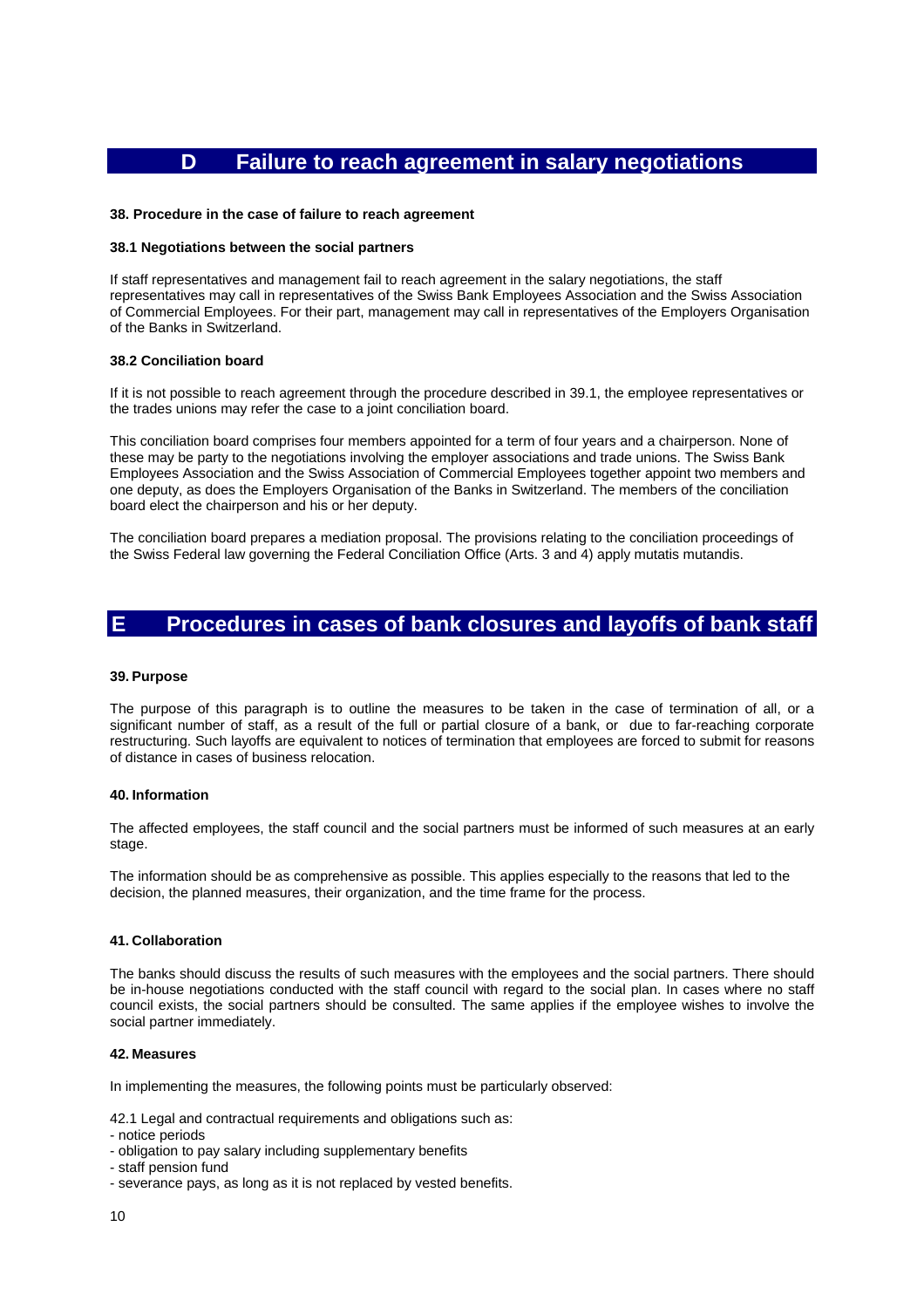## D Failure to reach agreement in salary negotiations

### 38. Procedure in the case of failure to reach agreement

#### 38.1 Negotiations between the social partners

If staff representatives and management fail to reach agreement in the salary negotiations, the staff representatives may call in representatives of the Swiss Bank Employees Association and the Swiss Association of Commercial Employees. For their part, management may call in representatives of the Employers Organisation of the Banks in Switzerland.

#### 38.2 Conciliation board

If it is not possible to reach agreement through the procedure described in 39.1, the employee representatives or the trades unions may refer the case to a joint conciliation board.

This conciliation board comprises four members appointed for a term of four years and a chairperson. None of these may be party to the negotiations involving the employer associations and trade unions. The Swiss Bank Employees Association and the Swiss Association of Commercial Employees together appoint two members and one deputy, as does the Employers Organisation of the Banks in Switzerland. The members of the conciliation board elect the chairperson and his or her deputy.

The conciliation board prepares a mediation proposal. The provisions relating to the conciliation proceedings of the Swiss Federal law governing the Federal Conciliation Office (Arts. 3 and 4) apply mutatis mutandis.

## E Procedures in cases of bank closures and layoffs of bank staff

### 39. Purpose

The purpose of this paragraph is to outline the measures to be taken in the case of termination of all, or a significant number of staff, as a result of the full or partial closure of a bank, or due to far-reaching corporate restructuring. Such layoffs are equivalent to notices of termination that employees are forced to submit for reasons of distance in cases of business relocation.

### 40. Information

The affected employees, the staff council and the social partners must be informed of such measures at an early stage.

The information should be as comprehensive as possible. This applies especially to the reasons that led to the decision, the planned measures, their organization, and the time frame for the process.

### 41. Collaboration

The banks should discuss the results of such measures with the employees and the social partners. There should be in-house negotiations conducted with the staff council with regard to the social plan. In cases where no staff council exists, the social partners should be consulted. The same applies if the employee wishes to involve the social partner immediately.

### 42. Measures

In implementing the measures, the following points must be particularly observed:

42.1 Legal and contractual requirements and obligations such as:

- notice periods
- obligation to pay salary including supplementary benefits
- staff pension fund
- severance pays, as long as it is not replaced by vested benefits.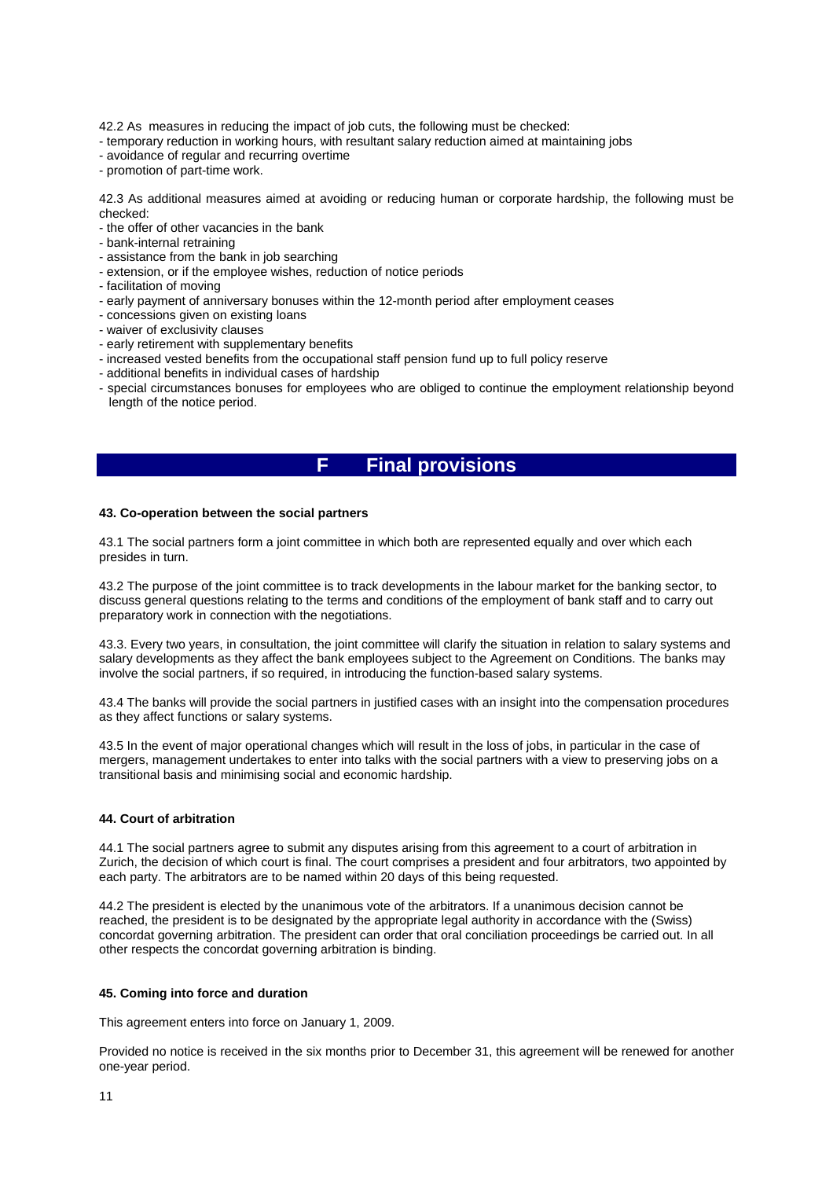42.2 As  measures in reducing the impact of job cuts, the following must be checked:

- temporary reduction in working hours, with resultant salary reduction aimed at maintaining jobs
- avoidance of regular and recurring overtime
- promotion of part-time work.

42.3 As additional measures aimed at avoiding or reducing human or corporate hardship, the following must be checked:

- the offer of other vacancies in the bank
- bank-internal retraining
- assistance from the bank in job searching
- extension, or if the employee wishes, reduction of notice periods
- facilitation of moving
- early payment of anniversary bonuses within the 12-month period after employment ceases
- concessions given on existing loans
- waiver of exclusivity clauses
- early retirement with supplementary benefits
- increased vested benefits from the occupational staff pension fund up to full policy reserve
- additional benefits in individual cases of hardship
- special circumstances bonuses for employees who are obliged to continue the employment relationship beyond length of the notice period.

# F Final provisions

**43. Co-operation between the social partners**

43.1 The social partners form a joint committee in which both are represented equally and over which each presides in turn.

43.2 The purpose of the joint committee is to track developments in the labour market for the banking sector, to discuss general questions relating to the terms and conditions of the employment of bank staff and to carry out preparatory work in connection with the negotiations.

43.3. Every two years, in consultation, the joint committee will clarify the situation in relation to salary systems and salary developments as they affect the bank employees subject to the Agreement on Conditions. The banks may involve the social partners, if so required, in introducing the function-based salary systems.

43.4 The banks will provide the social partners in justified cases with an insight into the compensation procedures as they affect functions or salary systems.

43.5 In the event of major operational changes which will result in the loss of jobs, in particular in the case of mergers, management undertakes to enter into talks with the social partners with a view to preserving jobs on a transitional basis and minimising social and economic hardship.

**44. Court of arbitration**

44.1 The social partners agree to submit any disputes arising from this agreement to a court of arbitration in Zurich, the decision of which court is final. The court comprises a president and four arbitrators, two appointed by each party. The arbitrators are to be named within 20 days of this being requested.

44.2 The president is elected by the unanimous vote of the arbitrators. If a unanimous decision cannot be reached, the president is to be designated by the appropriate legal authority in accordance with the (Swiss) concordat governing arbitration. The president can order that oral conciliation proceedings be carried out. In all other respects the concordat governing arbitration is binding.

**45. Coming into force and duration**

This agreement enters into force on January 1, 2009.

Provided no notice is received in the six months prior to December 31, this agreement will be renewed for another one-year period.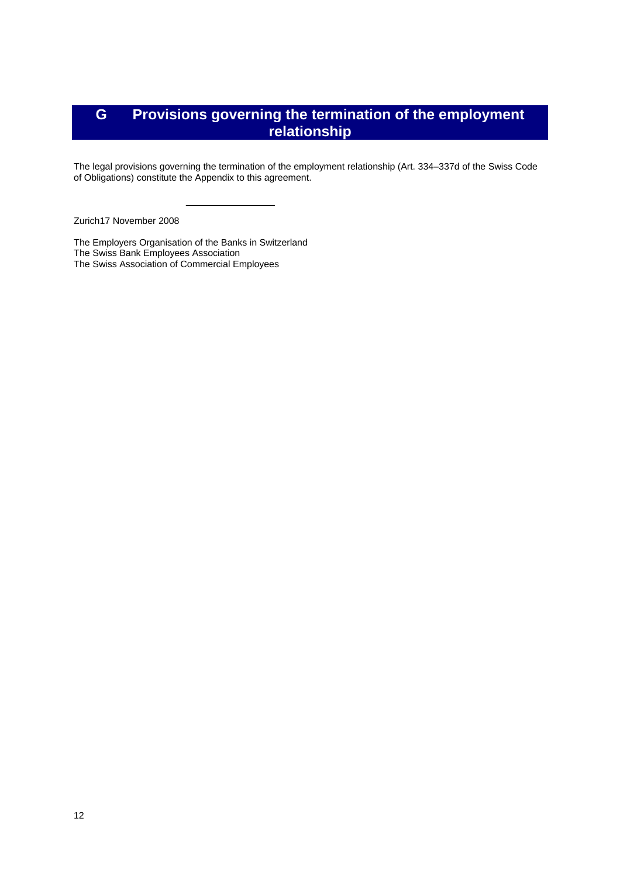# G Provisions governing the termination of the employment relationship

The legal provisions governing the termination of the employment relationship (Art. 334–337d of the Swiss Code of Obligations) constitute the Appendix to this agreement.

---

Zurich17 November 2008

The Employers Organisation of the Banks in Switzerland
The Swiss Bank Employees Association
The Swiss Association of Commercial Employees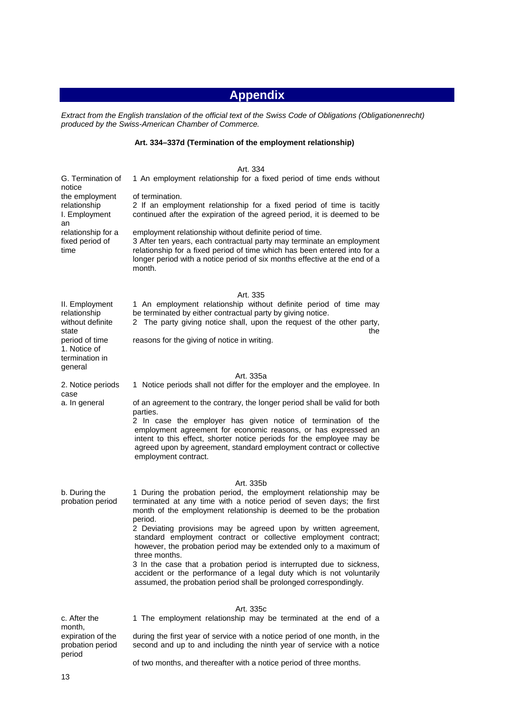# Appendix

*Extract from the English translation of the official text of the Swiss Code of Obligations (Obligationenrecht) produced by the Swiss-American Chamber of Commerce.*

**Art. 334–337d (Termination of the employment relationship)**

Art. 334

G. Termination of the employment relationship
I. Employment relationship for a fixed period of time

1 An employment relationship for a fixed period of time ends without notice of termination.
2 If an employment relationship for a fixed period of time is tacitly continued after the expiration of the agreed period, it is deemed to be an employment relationship without definite period of time.
3 After ten years, each contractual party may terminate an employment relationship for a fixed period of time which has been entered into for a longer period with a notice period of six months effective at the end of a month.

Art. 335

II. Employment relationship without definite period of time
1. Notice of termination in general

1 An employment relationship without definite period of time may be terminated by either contractual party by giving notice.
2 The party giving notice shall, upon the request of the other party, state the reasons for the giving of notice in writing.

Art. 335a

2. Notice periods
a. In general

1 Notice periods shall not differ for the employer and the employee. In case of an agreement to the contrary, the longer period shall be valid for both parties.
2 In case the employer has given notice of termination of the employment agreement for economic reasons, or has expressed an intent to this effect, shorter notice periods for the employee may be agreed upon by agreement, standard employment contract or collective employment contract.

Art. 335b

b. During the probation period

1 During the probation period, the employment relationship may be terminated at any time with a notice period of seven days; the first month of the employment relationship is deemed to be the probation period.
2 Deviating provisions may be agreed upon by written agreement, standard employment contract or collective employment contract; however, the probation period may be extended only to a maximum of three months.
3 In the case that a probation period is interrupted due to sickness, accident or the performance of a legal duty which is not voluntarily assumed, the probation period shall be prolonged correspondingly.

Art. 335c

c. After the expiration of the probation period

1 The employment relationship may be terminated at the end of a month, during the first year of service with a notice period of one month, in the second and up to and including the ninth year of service with a notice period of two months, and thereafter with a notice period of three months.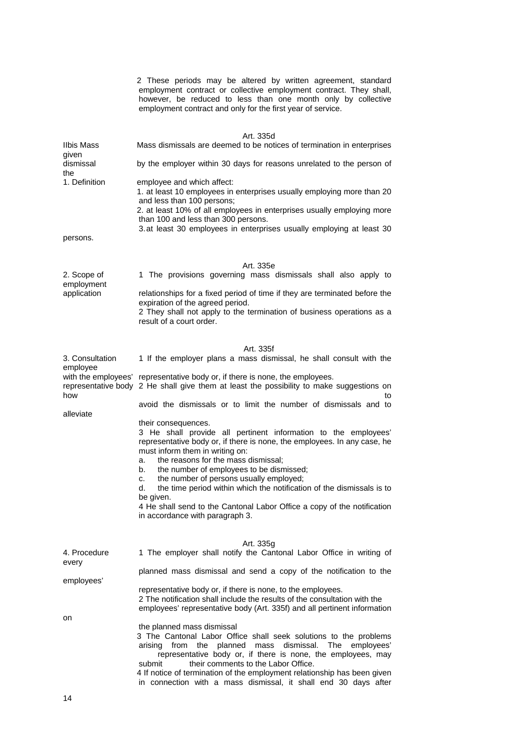2 These periods may be altered by written agreement, standard employment contract or collective employment contract. They shall, however, be reduced to less than one month only by collective employment contract and only for the first year of service.

### Art. 335d

**IIbis Mass dismissal**
**1. Definition**

Mass dismissals are deemed to be notices of termination in enterprises given by the employer within 30 days for reasons unrelated to the person of the employee and which affect:

1. at least 10 employees in enterprises usually employing more than 20 and less than 100 persons;
2. at least 10% of all employees in enterprises usually employing more than 100 and less than 300 persons.
3. at least 30 employees in enterprises usually employing at least 30 persons.

### Art. 335e

**2. Scope of application**

1 The provisions governing mass dismissals shall also apply to employment relationships for a fixed period of time if they are terminated before the expiration of the agreed period.

2 They shall not apply to the termination of business operations as a result of a court order.

### Art. 335f

**3. Consultation with the employees' representative body**

1 If the employer plans a mass dismissal, he shall consult with the employee representative body or, if there is none, the employees.

2 He shall give them at least the possibility to make suggestions on how to avoid the dismissals or to limit the number of dismissals and to alleviate their consequences.

3 He shall provide all pertinent information to the employees' representative body or, if there is none, the employees. In any case, he must inform them in writing on:

a. the reasons for the mass dismissal;
b. the number of employees to be dismissed;
c. the number of persons usually employed;
d. the time period within which the notification of the dismissals is to be given.

4 He shall send to the Cantonal Labor Office a copy of the notification in accordance with paragraph 3.

### Art. 335g

**4. Procedure**

1 The employer shall notify the Cantonal Labor Office in writing of every planned mass dismissal and send a copy of the notification to the employees' representative body or, if there is none, to the employees.

2 The notification shall include the results of the consultation with the employees' representative body (Art. 335f) and all pertinent information on the planned mass dismissal

3 The Cantonal Labor Office shall seek solutions to the problems arising from the planned mass dismissal. The employees' representative body or, if there is none, the employees, may submit their comments to the Labor Office.

4 If notice of termination of the employment relationship has been given in connection with a mass dismissal, it shall end 30 days after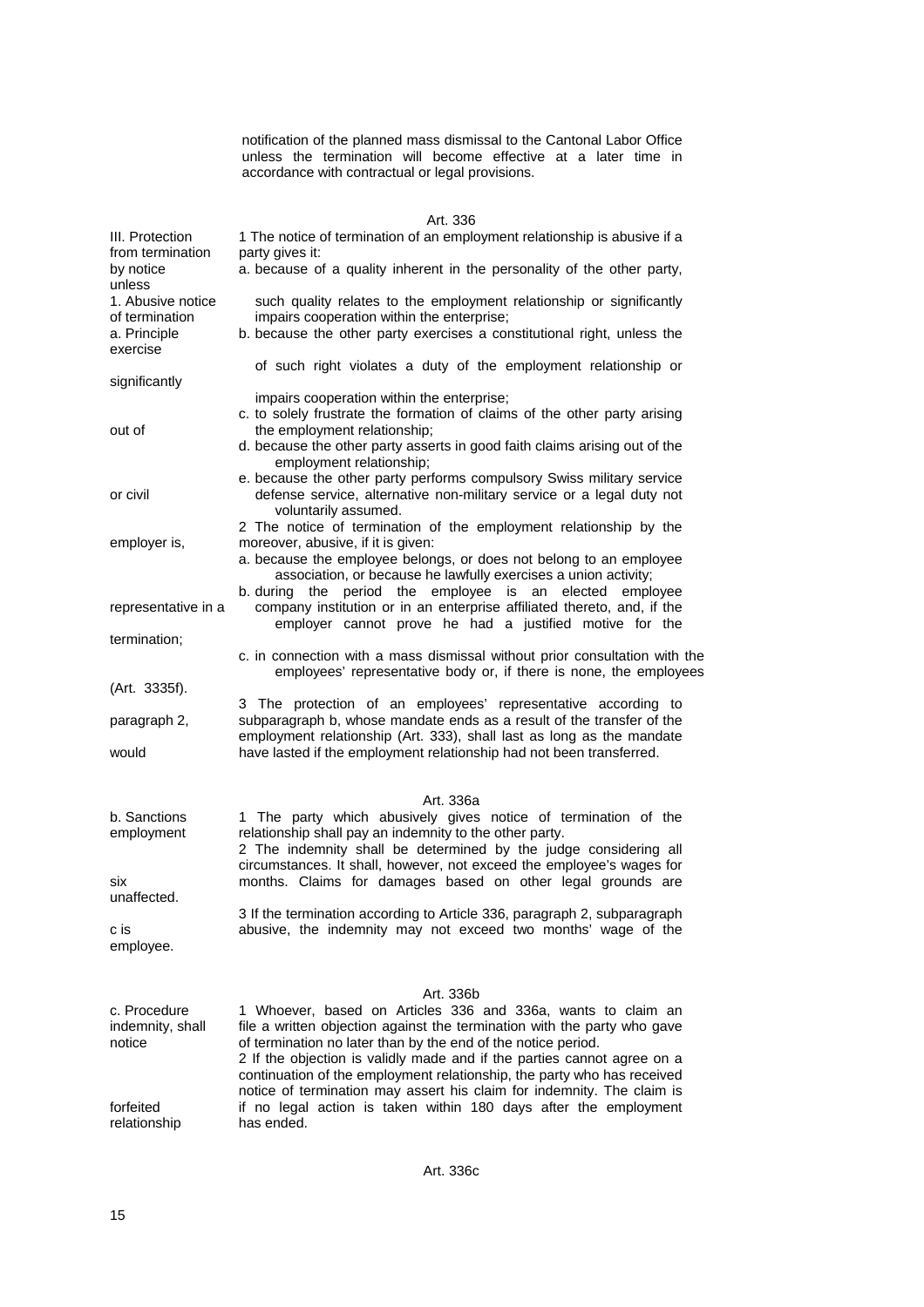notification of the planned mass dismissal to the Cantonal Labor Office unless the termination will become effective at a later time in accordance with contractual or legal provisions.

### Art. 336

**III. Protection from termination by notice**
**1. Abusive notice of termination**
**a. Principle**

1 The notice of termination of an employment relationship is abusive if a party gives it:

a. because of a quality inherent in the personality of the other party, unless such quality relates to the employment relationship or significantly impairs cooperation within the enterprise;

b. because the other party exercises a constitutional right, unless the exercise of such right violates a duty of the employment relationship or significantly impairs cooperation within the enterprise;

c. to solely frustrate the formation of claims of the other party arising out of the employment relationship;

d. because the other party asserts in good faith claims arising out of the employment relationship;

e. because the other party performs compulsory Swiss military service or civil defense service, alternative non-military service or a legal duty not voluntarily assumed.

2 The notice of termination of the employment relationship by the employer is, moreover, abusive, if it is given:

a. because the employee belongs, or does not belong to an employee association, or because he lawfully exercises a union activity;

b. during the period the employee is an elected employee representative in a company institution or in an enterprise affiliated thereto, and, if the employer cannot prove he had a justified motive for the termination;

c. in connection with a mass dismissal without prior consultation with the employees' representative body or, if there is none, the employees (Art. 3335f).

3 The protection of an employees' representative according to paragraph 2, subparagraph b, whose mandate ends as a result of the transfer of the employment relationship (Art. 333), shall last as long as the mandate would have lasted if the employment relationship had not been transferred.

### Art. 336a

**b. Sanctions**

1 The party which abusively gives notice of termination of the employment relationship shall pay an indemnity to the other party.

2 The indemnity shall be determined by the judge considering all circumstances. It shall, however, not exceed the employee's wages for six months. Claims for damages based on other legal grounds are unaffected.

3 If the termination according to Article 336, paragraph 2, subparagraph c is abusive, the indemnity may not exceed two months' wage of the employee.

### Art. 336b

**c. Procedure**

1 Whoever, based on Articles 336 and 336a, wants to claim an indemnity, shall file a written objection against the termination with the party who gave notice of termination no later than by the end of the notice period.

2 If the objection is validly made and if the parties cannot agree on a continuation of the employment relationship, the party who has received notice of termination may assert his claim for indemnity. The claim is forfeited if no legal action is taken within 180 days after the employment relationship has ended.

### Art. 336c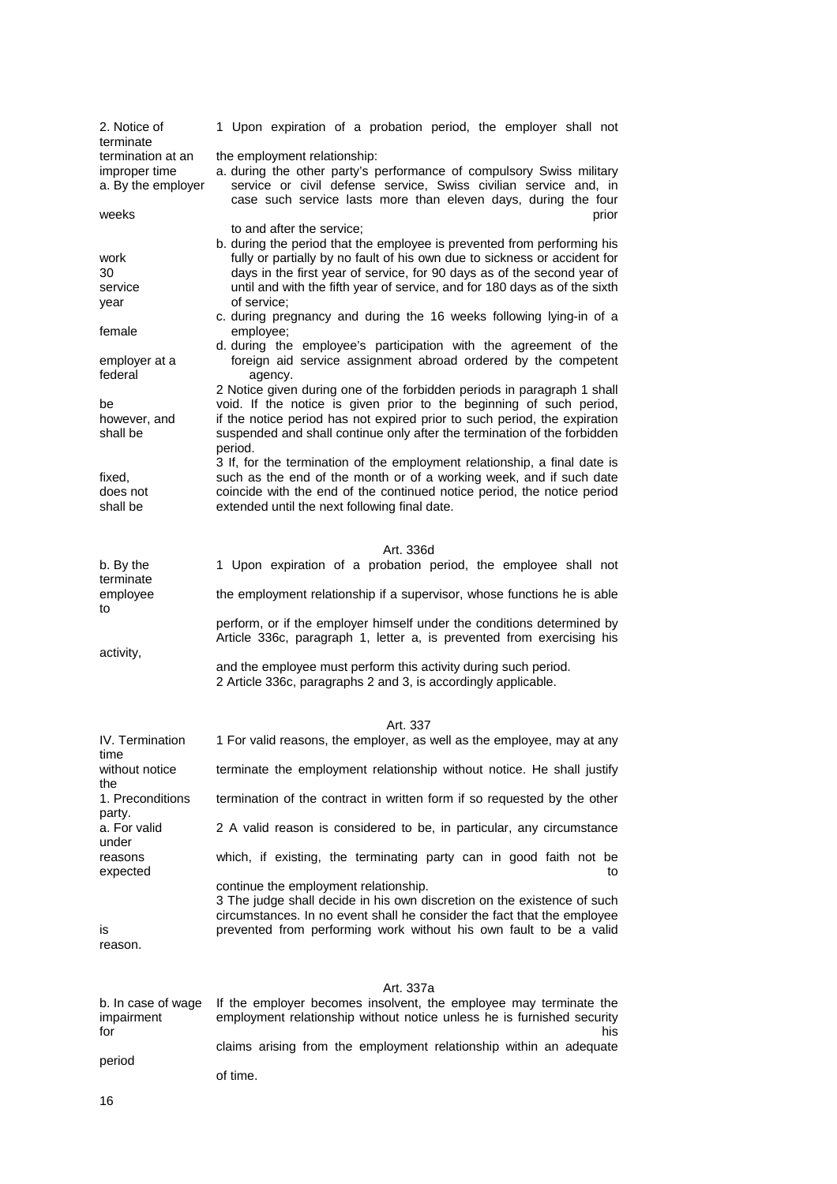**2. Notice of termination at an improper time**
**a. By the employer**

1 Upon expiration of a probation period, the employer shall not terminate the employment relationship:

a. during the other party's performance of compulsory Swiss military service or civil defense service, Swiss civilian service and, in case such service lasts more than eleven days, during the four weeks prior to and after the service;

b. during the period that the employee is prevented from performing his work fully or partially by no fault of his own due to sickness or accident for 30 days in the first year of service, for 90 days as of the second year of service until and with the fifth year of service, and for 180 days as of the sixth year of service;

c. during pregnancy and during the 16 weeks following lying-in of a female employee;

d. during the employee's participation with the agreement of the employer at a foreign aid service assignment abroad ordered by the competent federal agency.

2 Notice given during one of the forbidden periods in paragraph 1 shall be void. If the notice is given prior to the beginning of such period, however, and if the notice period has not expired prior to such period, the expiration shall be suspended and shall continue only after the termination of the forbidden period.

3 If, for the termination of the employment relationship, a final date is fixed, such as the end of the month or of a working week, and if such date does not coincide with the end of the continued notice period, the notice period shall be extended until the next following final date.

Art. 336d

**b. By the employee**

1 Upon expiration of a probation period, the employee shall not terminate the employment relationship if a supervisor, whose functions he is able to perform, or if the employer himself under the conditions determined by Article 336c, paragraph 1, letter a, is prevented from exercising his activity, and the employee must perform this activity during such period.

2 Article 336c, paragraphs 2 and 3, is accordingly applicable.

Art. 337

**IV. Termination without notice**
**1. Preconditions**
**a. For valid reasons**

1 For valid reasons, the employer, as well as the employee, may at any time terminate the employment relationship without notice. He shall justify the termination of the contract in written form if so requested by the other party.

2 A valid reason is considered to be, in particular, any circumstance under which, if existing, the terminating party can in good faith not be expected to continue the employment relationship.

3 The judge shall decide in his own discretion on the existence of such circumstances. In no event shall he consider the fact that the employee is prevented from performing work without his own fault to be a valid reason.

Art. 337a

**b. In case of wage impairment**

If the employer becomes insolvent, the employee may terminate the employment relationship without notice unless he is furnished security for his claims arising from the employment relationship within an adequate period of time.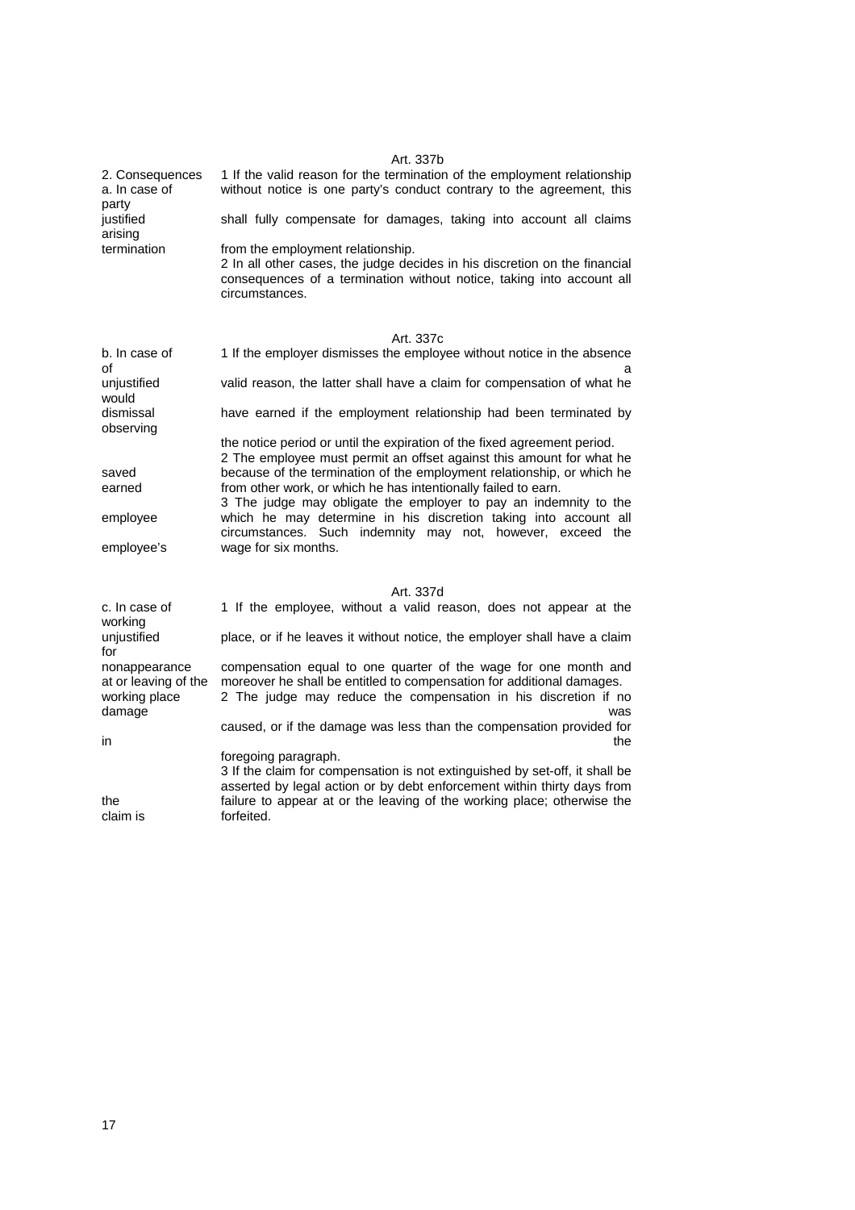### Art. 337b

**2. Consequences**
**a. In case of justified termination**

1 If the valid reason for the termination of the employment relationship without notice is one party's conduct contrary to the agreement, this party shall fully compensate for damages, taking into account all claims arising from the employment relationship.

2 In all other cases, the judge decides in his discretion on the financial consequences of a termination without notice, taking into account all circumstances.

### Art. 337c

**b. In case of unjustified dismissal**

1 If the employer dismisses the employee without notice in the absence of a valid reason, the latter shall have a claim for compensation of what he would have earned if the employment relationship had been terminated by observing the notice period or until the expiration of the fixed agreement period.

2 The employee must permit an offset against this amount for what he saved because of the termination of the employment relationship, or which he earned from other work, or which he has intentionally failed to earn.

3 The judge may obligate the employer to pay an indemnity to the employee which he may determine in his discretion taking into account all circumstances. Such indemnity may not, however, exceed the employee's wage for six months.

### Art. 337d

**c. In case of unjustified nonappearance at or leaving of the working place**

1 If the employee, without a valid reason, does not appear at the working place, or if he leaves it without notice, the employer shall have a claim for compensation equal to one quarter of the wage for one month and moreover he shall be entitled to compensation for additional damages.

2 The judge may reduce the compensation in his discretion if no damage was caused, or if the damage was less than the compensation provided for in the foregoing paragraph.

3 If the claim for compensation is not extinguished by set-off, it shall be asserted by legal action or by debt enforcement within thirty days from the failure to appear at or the leaving of the working place; otherwise the claim is forfeited.